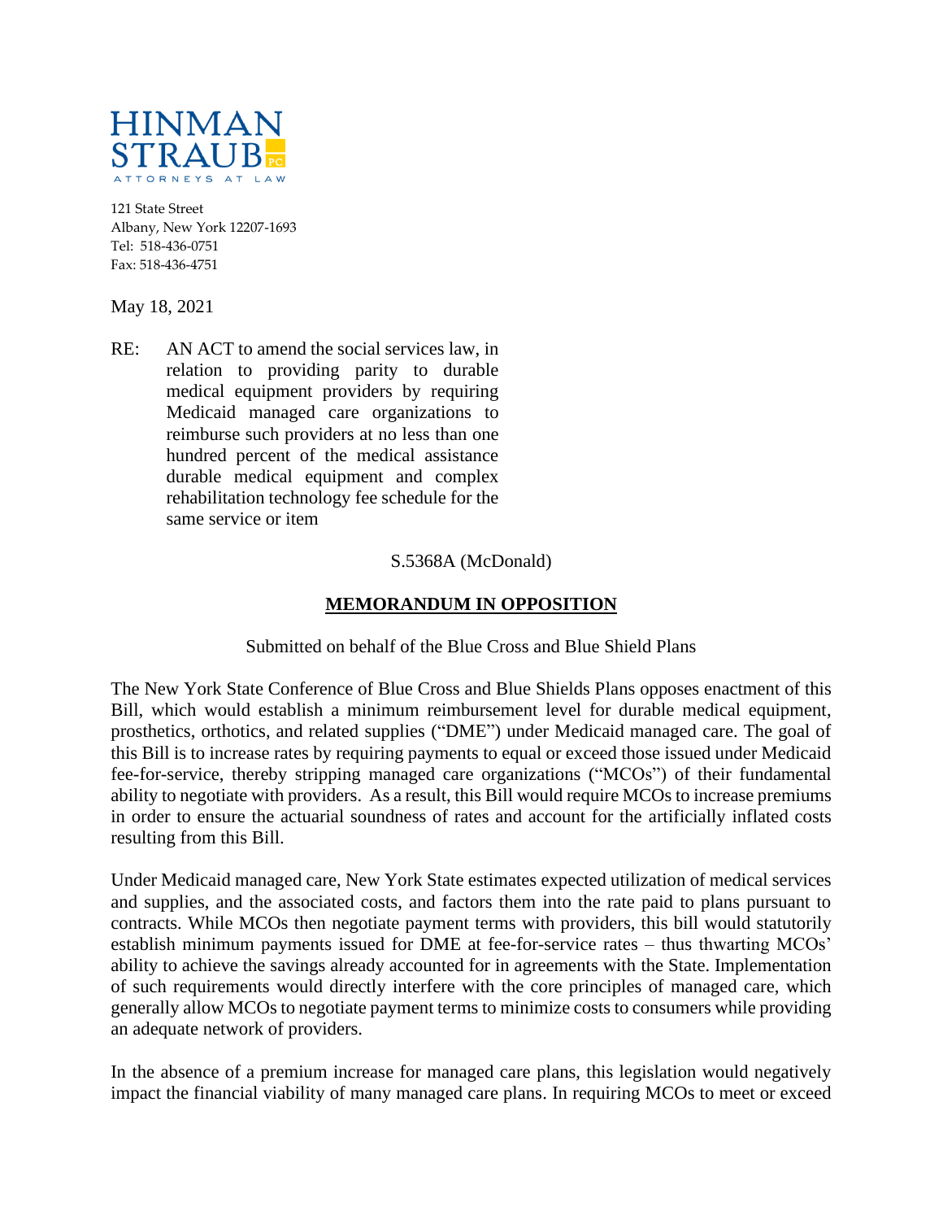HINMAN STRAUB PC
ATTORNEYS AT LAW

121 State Street
Albany, New York 12207-1693
Tel: 518-436-0751
Fax: 518-436-4751

May 18, 2021

RE: AN ACT to amend the social services law, in relation to providing parity to durable medical equipment providers by requiring Medicaid managed care organizations to reimburse such providers at no less than one hundred percent of the medical assistance durable medical equipment and complex rehabilitation technology fee schedule for the same service or item

S.5368A (McDonald)

**MEMORANDUM IN OPPOSITION**

Submitted on behalf of the Blue Cross and Blue Shield Plans

The New York State Conference of Blue Cross and Blue Shields Plans opposes enactment of this Bill, which would establish a minimum reimbursement level for durable medical equipment, prosthetics, orthotics, and related supplies ("DME") under Medicaid managed care. The goal of this Bill is to increase rates by requiring payments to equal or exceed those issued under Medicaid fee-for-service, thereby stripping managed care organizations ("MCOs") of their fundamental ability to negotiate with providers. As a result, this Bill would require MCOs to increase premiums in order to ensure the actuarial soundness of rates and account for the artificially inflated costs resulting from this Bill.

Under Medicaid managed care, New York State estimates expected utilization of medical services and supplies, and the associated costs, and factors them into the rate paid to plans pursuant to contracts. While MCOs then negotiate payment terms with providers, this bill would statutorily establish minimum payments issued for DME at fee-for-service rates – thus thwarting MCOs' ability to achieve the savings already accounted for in agreements with the State. Implementation of such requirements would directly interfere with the core principles of managed care, which generally allow MCOs to negotiate payment terms to minimize costs to consumers while providing an adequate network of providers.

In the absence of a premium increase for managed care plans, this legislation would negatively impact the financial viability of many managed care plans. In requiring MCOs to meet or exceed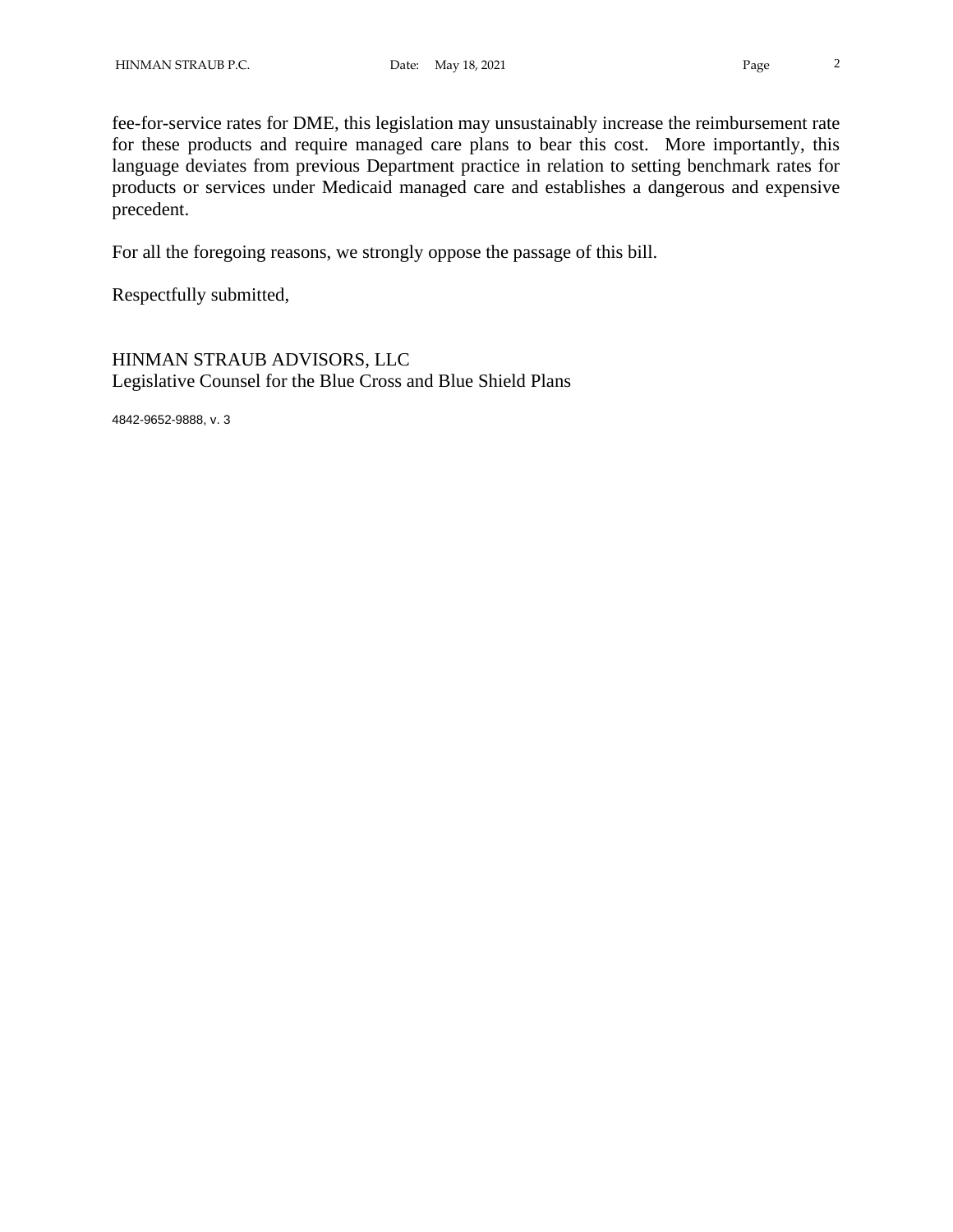fee-for-service rates for DME, this legislation may unsustainably increase the reimbursement rate for these products and require managed care plans to bear this cost. More importantly, this language deviates from previous Department practice in relation to setting benchmark rates for products or services under Medicaid managed care and establishes a dangerous and expensive precedent.

For all the foregoing reasons, we strongly oppose the passage of this bill.

Respectfully submitted,

HINMAN STRAUB ADVISORS, LLC
Legislative Counsel for the Blue Cross and Blue Shield Plans

4842-9652-9888, v. 3